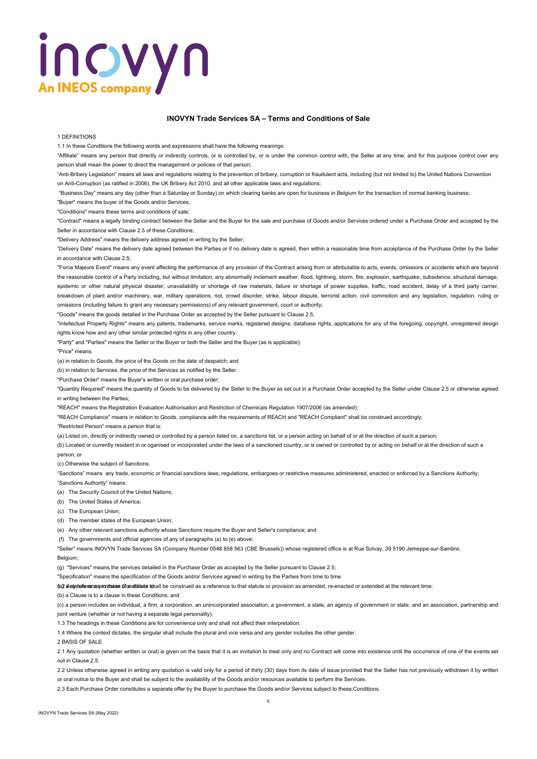# INOVYN Trade Services SA – Terms and Conditions of Sale

1 DEFINITIONS

1.1 In these Conditions the following words and expressions shall have the following meanings:

"Affiliate" means any person that directly or indirectly controls, or is controlled by, or is under the common control with, the Seller at any time; and for this purpose control over any person shall mean the power to direct the management or policies of that person;

"Anti-Bribery Legislation" means all laws and regulations relating to the prevention of bribery, corruption or fraudulent acts, including (but not limited to) the United Nations Convention on Anti-Corruption (as ratified in 2006), the UK Bribery Act 2010, and all other applicable laws and regulations;

"Business Day" means any day (other than a Saturday or Sunday) on which clearing banks are open for business in Belgium for the transaction of normal banking business;

"Buyer" means the buyer of the Goods and/or Services;

"Conditions" means these terms and conditions of sale;

"Contract" means a legally binding contract between the Seller and the Buyer for the sale and purchase of Goods and/or Services ordered under a Purchase Order and accepted by the Seller in accordance with Clause 2.5 of these Conditions;

"Delivery Address" means the delivery address agreed in writing by the Seller;

"Delivery Date" means the delivery date agreed between the Parties or if no delivery date is agreed, then within a reasonable time from acceptance of the Purchase Order by the Seller in accordance with Clause 2.5;

"Force Majeure Event" means any event affecting the performance of any provision of the Contract arising from or attributable to acts, events, omissions or accidents which are beyond the reasonable control of a Party including, but without limitation, any abnormally inclement weather, flood, lightning, storm, fire, explosion, earthquake, subsidence, structural damage, epidemic or other natural physical disaster, unavailability or shortage of raw materials, failure or shortage of power supplies, traffic, road accident, delay of a third party carrier, breakdown of plant and/or machinery, war, military operations, riot, crowd disorder, strike, labour dispute, terrorist action, civil commotion and any legislation, regulation, ruling or omissions (including failure to grant any necessary permissions) of any relevant government, court or authority;

"Goods" means the goods detailed in the Purchase Order as accepted by the Seller pursuant to Clause 2.5;

"Intellectual Property Rights" means any patents, trademarks, service marks, registered designs, database rights, applications for any of the foregoing, copyright, unregistered design rights know how and any other similar protected rights in any other country.

"Party" and "Parties" means the Seller or the Buyer or both the Seller and the Buyer (as is applicable);

"Price" means:

(a) in relation to Goods, the price of the Goods on the date of despatch; and

(b) in relation to Services, the price of the Services as notified by the Seller.

"Purchase Order" means the Buyer's written or oral purchase order;

"Quantity Required" means the quantity of Goods to be delivered by the Seller to the Buyer as set out in a Purchase Order accepted by the Seller under Clause 2.5 or otherwise agreed in writing between the Parties;

"REACH" means the Registration Evaluation Authorisation and Restriction of Chemicals Regulation 1907/2006 (as amended);

"REACH Compliance" means in relation to Goods, compliance with the requirements of REACH and "REACH Compliant" shall be construed accordingly;

"Restricted Person" means a person that is:

(a) Listed on, directly or indirectly owned or controlled by a person listed on, a sanctions list, or a person acting on behalf of or at the direction of such a person;

(b) Located or currently resident in or oganised or incorporated under the laws of a sanctioned country, or is owned or controlled by or acting on behalf or at the direction of such a person; or

(c) Otherwise the subject of Sanctions;

"Sanctions" means any trade, economic or financial sanctions laws, regulations, embargoes or restrictive measures administered, enacted or enforced by a Sanctions Authority;

"Sanctions Authority" means:

(a) The Security Council of the United Nations;

(b) The United States of America;

(c) The European Union;

(d) The member states of the European Union;

(e) Any other relevant sanctions authority whose Sanctions require the Buyer and Seller's compliance; and

(f) The governments and official agencies of any of paragraphs (a) to (e) above;

"Seller" means INOVYN Trade Services SA (Company Number 0548 858 563 (CBE Brussels)) whose registered office is at Rue Solvay, 39 5190 Jemeppe-sur-Sambre, Belgium;

(g) "Services" means the services detailed in the Purchase Order as accepted by the Seller pursuant to Clause 2.5;

"Specification" means the specification of the Goods and/or Services agreed in writing by the Parties from time to time.

1.2 In these Conditions (a) a reference to a statute or provision shall be construed as a reference to that statute or provision as amended, re-enacted or extended at the relevant time;

(b) a Clause is to a clause in these Conditions; and

(c) a person includes an individual, a firm, a corporation, an unincorporated association, a government, a state, an agency of government or state, and an association, partnership and joint venture (whether or not having a separate legal personality);

1.3 The headings in these Conditions are for convenience only and shall not affect their interpretation.

1.4 Where the context dictates, the singular shall include the plural and vice versa and any gender includes the other gender.

2 BASIS OF SALE

2.1 Any quotation (whether written or oral) is given on the basis that it is an invitation to treat only and no Contract will come into existence until the occurrence of one of the events set out in Clause 2.5.

2.2 Unless otherwise agreed in writing any quotation is valid only for a period of thirty (30) days from its date of issue provided that the Seller has not previously withdrawn it by written or oral notice to the Buyer and shall be subject to the availability of the Goods and/or resources available to perform the Services.

2.3 Each Purchase Order constitutes a separate offer by the Buyer to purchase the Goods and/or Services subject to these Conditions.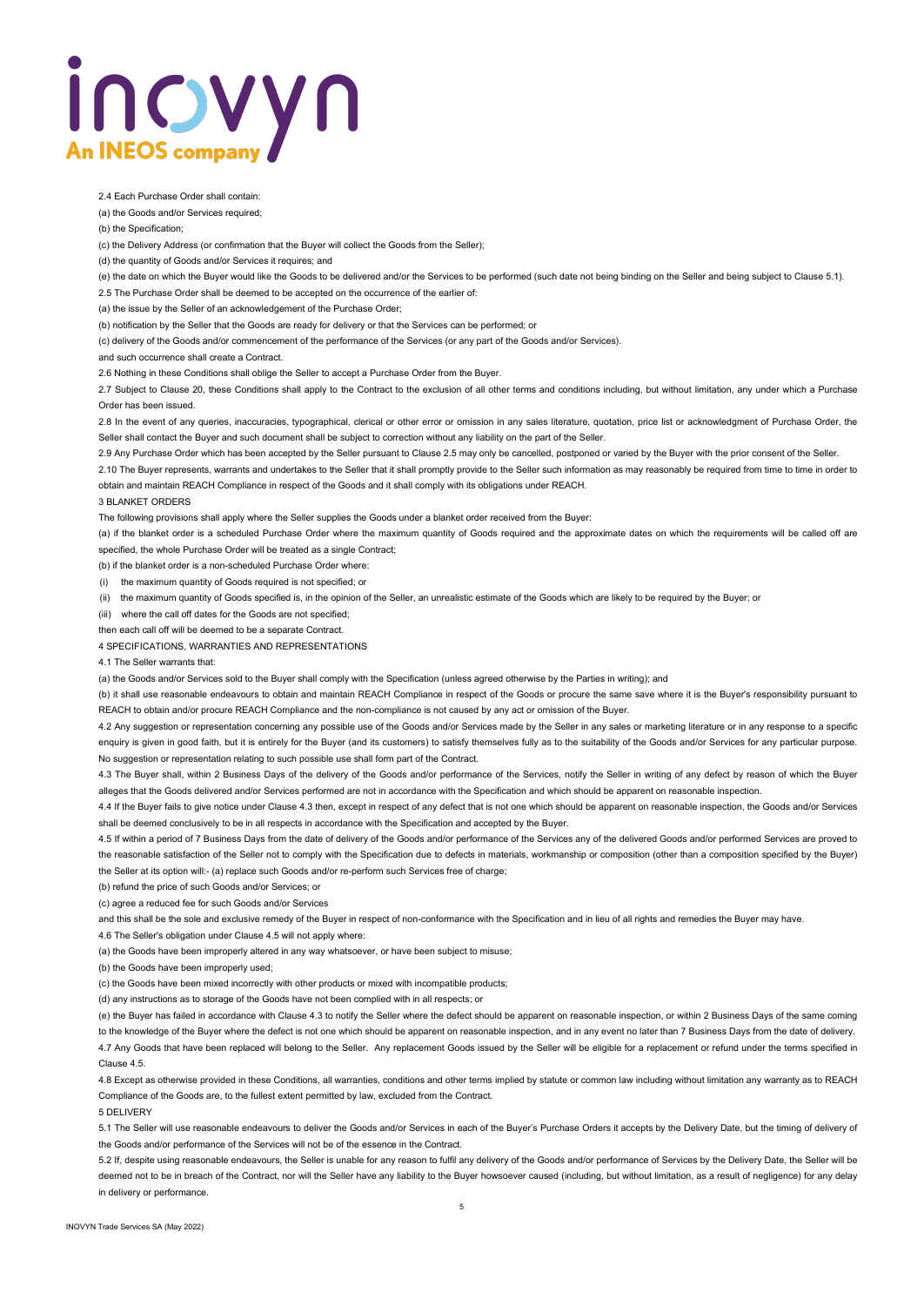2.4 Each Purchase Order shall contain:

(a) the Goods and/or Services required;

(b) the Specification;

(c) the Delivery Address (or confirmation that the Buyer will collect the Goods from the Seller);

(d) the quantity of Goods and/or Services it requires; and

(e) the date on which the Buyer would like the Goods to be delivered and/or the Services to be performed (such date not being binding on the Seller and being subject to Clause 5.1).

2.5 The Purchase Order shall be deemed to be accepted on the occurrence of the earlier of:

(a) the issue by the Seller of an acknowledgement of the Purchase Order;

(b) notification by the Seller that the Goods are ready for delivery or that the Services can be performed; or

(c) delivery of the Goods and/or commencement of the performance of the Services (or any part of the Goods and/or Services).

and such occurrence shall create a Contract.

2.6 Nothing in these Conditions shall oblige the Seller to accept a Purchase Order from the Buyer.

2.7 Subject to Clause 20, these Conditions shall apply to the Contract to the exclusion of all other terms and conditions including, but without limitation, any under which a Purchase Order has been issued.

2.8 In the event of any queries, inaccuracies, typographical, clerical or other error or omission in any sales literature, quotation, price list or acknowledgment of Purchase Order, the Seller shall contact the Buyer and such document shall be subject to correction without any liability on the part of the Seller.

2.9 Any Purchase Order which has been accepted by the Seller pursuant to Clause 2.5 may only be cancelled, postponed or varied by the Buyer with the prior consent of the Seller.

2.10 The Buyer represents, warrants and undertakes to the Seller that it shall promptly provide to the Seller such information as may reasonably be required from time to time in order to obtain and maintain REACH Compliance in respect of the Goods and it shall comply with its obligations under REACH.

3 BLANKET ORDERS

The following provisions shall apply where the Seller supplies the Goods under a blanket order received from the Buyer:

(a) if the blanket order is a scheduled Purchase Order where the maximum quantity of Goods required and the approximate dates on which the requirements will be called off are specified, the whole Purchase Order will be treated as a single Contract;

(b) if the blanket order is a non-scheduled Purchase Order where:

(i) the maximum quantity of Goods required is not specified; or

(ii) the maximum quantity of Goods specified is, in the opinion of the Seller, an unrealistic estimate of the Goods which are likely to be required by the Buyer; or

(iii) where the call off dates for the Goods are not specified;

then each call off will be deemed to be a separate Contract.

4 SPECIFICATIONS, WARRANTIES AND REPRESENTATIONS

4.1 The Seller warrants that:

(a) the Goods and/or Services sold to the Buyer shall comply with the Specification (unless agreed otherwise by the Parties in writing); and

(b) it shall use reasonable endeavours to obtain and maintain REACH Compliance in respect of the Goods or procure the same save where it is the Buyer's responsibility pursuant to REACH to obtain and/or procure REACH Compliance and the non-compliance is not caused by any act or omission of the Buyer.

4.2 Any suggestion or representation concerning any possible use of the Goods and/or Services made by the Seller in any sales or marketing literature or in any response to a specific enquiry is given in good faith, but it is entirely for the Buyer (and its customers) to satisfy themselves fully as to the suitability of the Goods and/or Services for any particular purpose. No suggestion or representation relating to such possible use shall form part of the Contract.

4.3 The Buyer shall, within 2 Business Days of the delivery of the Goods and/or performance of the Services, notify the Seller in writing of any defect by reason of which the Buyer alleges that the Goods delivered and/or Services performed are not in accordance with the Specification and which should be apparent on reasonable inspection.

4.4 If the Buyer fails to give notice under Clause 4.3 then, except in respect of any defect that is not one which should be apparent on reasonable inspection, the Goods and/or Services shall be deemed conclusively to be in all respects in accordance with the Specification and accepted by the Buyer.

4.5 If within a period of 7 Business Days from the date of delivery of the Goods and/or performance of the Services any of the delivered Goods and/or performed Services are proved to the reasonable satisfaction of the Seller not to comply with the Specification due to defects in materials, workmanship or composition (other than a composition specified by the Buyer) the Seller at its option will:- (a) replace such Goods and/or re-perform such Services free of charge;

(b) refund the price of such Goods and/or Services; or

(c) agree a reduced fee for such Goods and/or Services

and this shall be the sole and exclusive remedy of the Buyer in respect of non-conformance with the Specification and in lieu of all rights and remedies the Buyer may have.

4.6 The Seller's obligation under Clause 4.5 will not apply where:

(a) the Goods have been improperly altered in any way whatsoever, or have been subject to misuse;

(b) the Goods have been improperly used;

(c) the Goods have been mixed incorrectly with other products or mixed with incompatible products;

(d) any instructions as to storage of the Goods have not been complied with in all respects; or

(e) the Buyer has failed in accordance with Clause 4.3 to notify the Seller where the defect should be apparent on reasonable inspection, or within 2 Business Days of the same coming to the knowledge of the Buyer where the defect is not one which should be apparent on reasonable inspection, and in any event no later than 7 Business Days from the date of delivery.

4.7 Any Goods that have been replaced will belong to the Seller. Any replacement Goods issued by the Seller will be eligible for a replacement or refund under the terms specified in Clause 4.5.

4.8 Except as otherwise provided in these Conditions, all warranties, conditions and other terms implied by statute or common law including without limitation any warranty as to REACH Compliance of the Goods are, to the fullest extent permitted by law, excluded from the Contract.

5 DELIVERY

5.1 The Seller will use reasonable endeavours to deliver the Goods and/or Services in each of the Buyer's Purchase Orders it accepts by the Delivery Date, but the timing of delivery of the Goods and/or performance of the Services will not be of the essence in the Contract.

5.2 If, despite using reasonable endeavours, the Seller is unable for any reason to fulfil any delivery of the Goods and/or performance of Services by the Delivery Date, the Seller will be deemed not to be in breach of the Contract, nor will the Seller have any liability to the Buyer howsoever caused (including, but without limitation, as a result of negligence) for any delay in delivery or performance.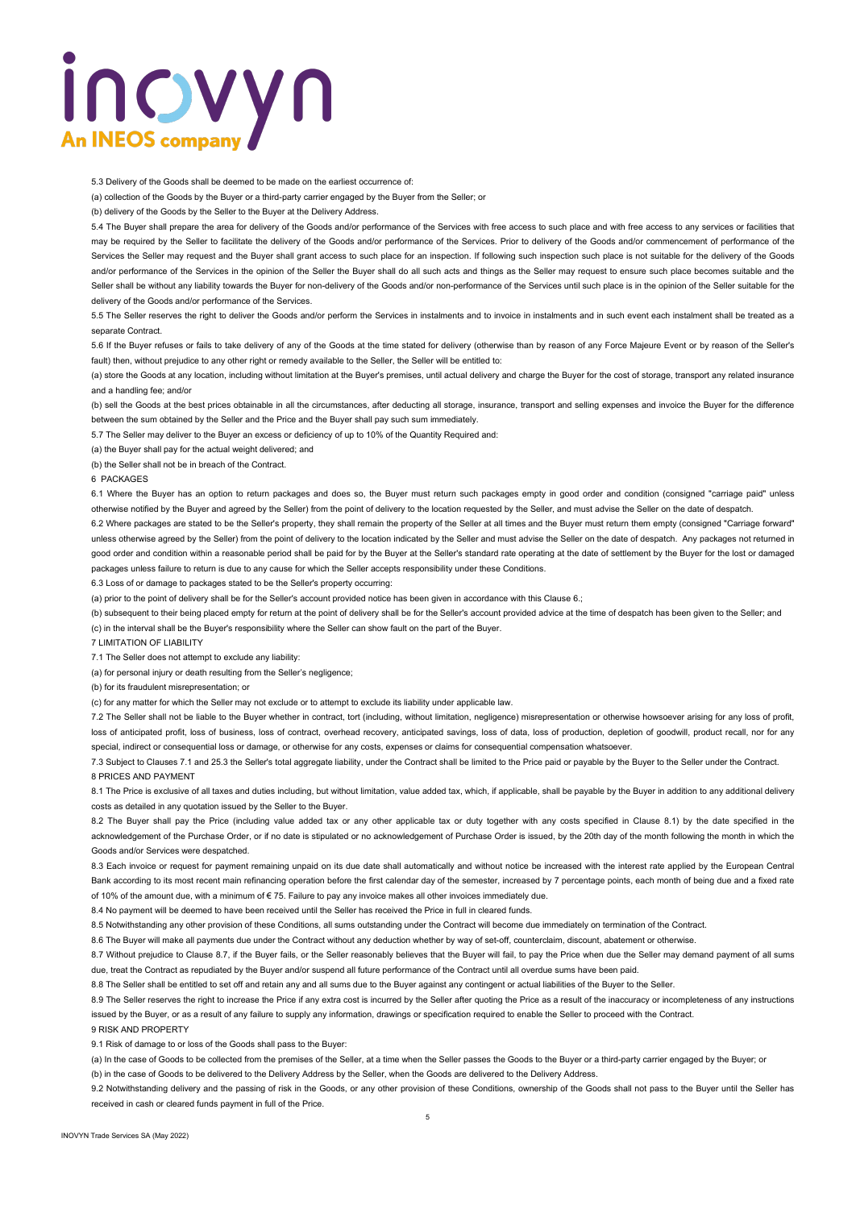5.3 Delivery of the Goods shall be deemed to be made on the earliest occurrence of:

(a) collection of the Goods by the Buyer or a third-party carrier engaged by the Buyer from the Seller; or

(b) delivery of the Goods by the Seller to the Buyer at the Delivery Address.

5.4 The Buyer shall prepare the area for delivery of the Goods and/or performance of the Services with free access to such place and with free access to any services or facilities that may be required by the Seller to facilitate the delivery of the Goods and/or performance of the Services. Prior to delivery of the Goods and/or commencement of performance of the Services the Seller may request and the Buyer shall grant access to such place for an inspection. If following such inspection such place is not suitable for the delivery of the Goods and/or performance of the Services in the opinion of the Seller the Buyer shall do all such acts and things as the Seller may request to ensure such place becomes suitable and the Seller shall be without any liability towards the Buyer for non-delivery of the Goods and/or non-performance of the Services until such place is in the opinion of the Seller suitable for the delivery of the Goods and/or performance of the Services.

5.5 The Seller reserves the right to deliver the Goods and/or perform the Services in instalments and to invoice in instalments and in such event each instalment shall be treated as a separate Contract.

5.6 If the Buyer refuses or fails to take delivery of any of the Goods at the time stated for delivery (otherwise than by reason of any Force Majeure Event or by reason of the Seller's fault) then, without prejudice to any other right or remedy available to the Seller, the Seller will be entitled to:

(a) store the Goods at any location, including without limitation at the Buyer's premises, until actual delivery and charge the Buyer for the cost of storage, transport any related insurance and a handling fee; and/or

(b) sell the Goods at the best prices obtainable in all the circumstances, after deducting all storage, insurance, transport and selling expenses and invoice the Buyer for the difference between the sum obtained by the Seller and the Price and the Buyer shall pay such sum immediately.

5.7 The Seller may deliver to the Buyer an excess or deficiency of up to 10% of the Quantity Required and:

(a) the Buyer shall pay for the actual weight delivered; and

(b) the Seller shall not be in breach of the Contract.

## 6 PACKAGES

6.1 Where the Buyer has an option to return packages and does so, the Buyer must return such packages empty in good order and condition (consigned "carriage paid" unless otherwise notified by the Buyer and agreed by the Seller) from the point of delivery to the location requested by the Seller, and must advise the Seller on the date of despatch.

6.2 Where packages are stated to be the Seller's property, they shall remain the property of the Seller at all times and the Buyer must return them empty (consigned "Carriage forward" unless otherwise agreed by the Seller) from the point of delivery to the location indicated by the Seller and must advise the Seller on the date of despatch. Any packages not returned in good order and condition within a reasonable period shall be paid for by the Buyer at the Seller's standard rate operating at the date of settlement by the Buyer for the lost or damaged packages unless failure to return is due to any cause for which the Seller accepts responsibility under these Conditions.

6.3 Loss of or damage to packages stated to be the Seller's property occurring:

(a) prior to the point of delivery shall be for the Seller's account provided notice has been given in accordance with this Clause 6.;

(b) subsequent to their being placed empty for return at the point of delivery shall be for the Seller's account provided advice at the time of despatch has been given to the Seller; and

(c) in the interval shall be the Buyer's responsibility where the Seller can show fault on the part of the Buyer.

## 7 LIMITATION OF LIABILITY

7.1 The Seller does not attempt to exclude any liability:

(a) for personal injury or death resulting from the Seller's negligence;

(b) for its fraudulent misrepresentation; or

(c) for any matter for which the Seller may not exclude or to attempt to exclude its liability under applicable law.

7.2 The Seller shall not be liable to the Buyer whether in contract, tort (including, without limitation, negligence) misrepresentation or otherwise howsoever arising for any loss of profit, loss of anticipated profit, loss of business, loss of contract, overhead recovery, anticipated savings, loss of data, loss of production, depletion of goodwill, product recall, nor for any special, indirect or consequential loss or damage, or otherwise for any costs, expenses or claims for consequential compensation whatsoever.

7.3 Subject to Clauses 7.1 and 25.3 the Seller's total aggregate liability, under the Contract shall be limited to the Price paid or payable by the Buyer to the Seller under the Contract.

## 8 PRICES AND PAYMENT

8.1 The Price is exclusive of all taxes and duties including, but without limitation, value added tax, which, if applicable, shall be payable by the Buyer in addition to any additional delivery costs as detailed in any quotation issued by the Seller to the Buyer.

8.2 The Buyer shall pay the Price (including value added tax or any other applicable tax or duty together with any costs specified in Clause 8.1) by the date specified in the acknowledgement of the Purchase Order, or if no date is stipulated or no acknowledgement of Purchase Order is issued, by the 20th day of the month following the month in which the Goods and/or Services were despatched.

8.3 Each invoice or request for payment remaining unpaid on its due date shall automatically and without notice be increased with the interest rate applied by the European Central Bank according to its most recent main refinancing operation before the first calendar day of the semester, increased by 7 percentage points, each month of being due and a fixed rate of 10% of the amount due, with a minimum of € 75. Failure to pay any invoice makes all other invoices immediately due.

8.4 No payment will be deemed to have been received until the Seller has received the Price in full in cleared funds.

8.5 Notwithstanding any other provision of these Conditions, all sums outstanding under the Contract will become due immediately on termination of the Contract.

8.6 The Buyer will make all payments due under the Contract without any deduction whether by way of set-off, counterclaim, discount, abatement or otherwise.

8.7 Without prejudice to Clause 8.7, if the Buyer fails, or the Seller reasonably believes that the Buyer will fail, to pay the Price when due the Seller may demand payment of all sums due, treat the Contract as repudiated by the Buyer and/or suspend all future performance of the Contract until all overdue sums have been paid.

8.8 The Seller shall be entitled to set off and retain any and all sums due to the Buyer against any contingent or actual liabilities of the Buyer to the Seller.

8.9 The Seller reserves the right to increase the Price if any extra cost is incurred by the Seller after quoting the Price as a result of the inaccuracy or incompleteness of any instructions issued by the Buyer, or as a result of any failure to supply any information, drawings or specification required to enable the Seller to proceed with the Contract.

## 9 RISK AND PROPERTY

9.1 Risk of damage to or loss of the Goods shall pass to the Buyer:

(a) In the case of Goods to be collected from the premises of the Seller, at a time when the Seller passes the Goods to the Buyer or a third-party carrier engaged by the Buyer; or

(b) in the case of Goods to be delivered to the Delivery Address by the Seller, when the Goods are delivered to the Delivery Address.

9.2 Notwithstanding delivery and the passing of risk in the Goods, or any other provision of these Conditions, ownership of the Goods shall not pass to the Buyer until the Seller has received in cash or cleared funds payment in full of the Price.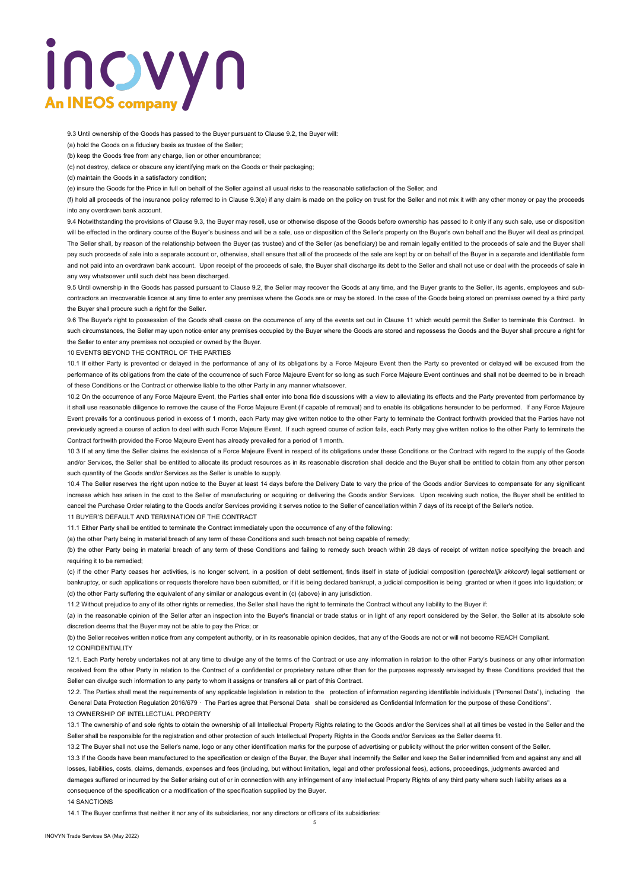9.3 Until ownership of the Goods has passed to the Buyer pursuant to Clause 9.2, the Buyer will:

(a) hold the Goods on a fiduciary basis as trustee of the Seller;

(b) keep the Goods free from any charge, lien or other encumbrance;

(c) not destroy, deface or obscure any identifying mark on the Goods or their packaging;

(d) maintain the Goods in a satisfactory condition;

(e) insure the Goods for the Price in full on behalf of the Seller against all usual risks to the reasonable satisfaction of the Seller; and

(f) hold all proceeds of the insurance policy referred to in Clause 9.3(e) if any claim is made on the policy on trust for the Seller and not mix it with any other money or pay the proceeds into any overdrawn bank account.

9.4 Notwithstanding the provisions of Clause 9.3, the Buyer may resell, use or otherwise dispose of the Goods before ownership has passed to it only if any such sale, use or disposition will be effected in the ordinary course of the Buyer's business and will be a sale, use or disposition of the Seller's property on the Buyer's own behalf and the Buyer will deal as principal. The Seller shall, by reason of the relationship between the Buyer (as trustee) and of the Seller (as beneficiary) be and remain legally entitled to the proceeds of sale and the Buyer shall pay such proceeds of sale into a separate account or, otherwise, shall ensure that all of the proceeds of the sale are kept by or on behalf of the Buyer in a separate and identifiable form and not paid into an overdrawn bank account. Upon receipt of the proceeds of sale, the Buyer shall discharge its debt to the Seller and shall not use or deal with the proceeds of sale in any way whatsoever until such debt has been discharged.

9.5 Until ownership in the Goods has passed pursuant to Clause 9.2, the Seller may recover the Goods at any time, and the Buyer grants to the Seller, its agents, employees and sub-contractors an irrecoverable licence at any time to enter any premises where the Goods are or may be stored. In the case of the Goods being stored on premises owned by a third party the Buyer shall procure such a right for the Seller.

9.6 The Buyer's right to possession of the Goods shall cease on the occurrence of any of the events set out in Clause 11 which would permit the Seller to terminate this Contract. In such circumstances, the Seller may upon notice enter any premises occupied by the Buyer where the Goods are stored and repossess the Goods and the Buyer shall procure a right for the Seller to enter any premises not occupied or owned by the Buyer.

10 EVENTS BEYOND THE CONTROL OF THE PARTIES

10.1 If either Party is prevented or delayed in the performance of any of its obligations by a Force Majeure Event then the Party so prevented or delayed will be excused from the performance of its obligations from the date of the occurrence of such Force Majeure Event for so long as such Force Majeure Event continues and shall not be deemed to be in breach of these Conditions or the Contract or otherwise liable to the other Party in any manner whatsoever.

10.2 On the occurrence of any Force Majeure Event, the Parties shall enter into bona fide discussions with a view to alleviating its effects and the Party prevented from performance by it shall use reasonable diligence to remove the cause of the Force Majeure Event (if capable of removal) and to enable its obligations hereunder to be performed. If any Force Majeure Event prevails for a continuous period in excess of 1 month, each Party may give written notice to the other Party to terminate the Contract forthwith provided that the Parties have not previously agreed a course of action to deal with such Force Majeure Event. If such agreed course of action fails, each Party may give written notice to the other Party to terminate the Contract forthwith provided the Force Majeure Event has already prevailed for a period of 1 month.

10 3 If at any time the Seller claims the existence of a Force Majeure Event in respect of its obligations under these Conditions or the Contract with regard to the supply of the Goods and/or Services, the Seller shall be entitled to allocate its product resources as in its reasonable discretion shall decide and the Buyer shall be entitled to obtain from any other person such quantity of the Goods and/or Services as the Seller is unable to supply.

10.4 The Seller reserves the right upon notice to the Buyer at least 14 days before the Delivery Date to vary the price of the Goods and/or Services to compensate for any significant increase which has arisen in the cost to the Seller of manufacturing or acquiring or delivering the Goods and/or Services. Upon receiving such notice, the Buyer shall be entitled to cancel the Purchase Order relating to the Goods and/or Services providing it serves notice to the Seller of cancellation within 7 days of its receipt of the Seller's notice.

11 BUYER'S DEFAULT AND TERMINATION OF THE CONTRACT

11.1 Either Party shall be entitled to terminate the Contract immediately upon the occurrence of any of the following:

(a) the other Party being in material breach of any term of these Conditions and such breach not being capable of remedy;

(b) the other Party being in material breach of any term of these Conditions and failing to remedy such breach within 28 days of receipt of written notice specifying the breach and requiring it to be remedied;

(c) if the other Party ceases her activities, is no longer solvent, in a position of debt settlement, finds itself in state of judicial composition (*gerechtelijk akkoord*) legal settlement or bankruptcy, or such applications or requests therefore have been submitted, or if it is being declared bankrupt, a judicial composition is being granted or when it goes into liquidation; or

(d) the other Party suffering the equivalent of any similar or analogous event in (c) (above) in any jurisdiction.

11.2 Without prejudice to any of its other rights or remedies, the Seller shall have the right to terminate the Contract without any liability to the Buyer if:

(a) in the reasonable opinion of the Seller after an inspection into the Buyer's financial or trade status or in light of any report considered by the Seller, the Seller at its absolute sole discretion deems that the Buyer may not be able to pay the Price; or

(b) the Seller receives written notice from any competent authority, or in its reasonable opinion decides, that any of the Goods are not or will not become REACH Compliant.

12 CONFIDENTIALITY

12.1. Each Party hereby undertakes not at any time to divulge any of the terms of the Contract or use any information in relation to the other Party's business or any other information received from the other Party in relation to the Contract of a confidential or proprietary nature other than for the purposes expressly envisaged by these Conditions provided that the Seller can divulge such information to any party to whom it assigns or transfers all or part of this Contract.

12.2. The Parties shall meet the requirements of any applicable legislation in relation to the protection of information regarding identifiable individuals ("Personal Data"), including the General Data Protection Regulation 2016/679 · The Parties agree that Personal Data shall be considered as Confidential Information for the purpose of these Conditions".

13 OWNERSHIP OF INTELLECTUAL PROPERTY

13.1 The ownership of and sole rights to obtain the ownership of all Intellectual Property Rights relating to the Goods and/or the Services shall at all times be vested in the Seller and the Seller shall be responsible for the registration and other protection of such Intellectual Property Rights in the Goods and/or Services as the Seller deems fit.

13.2 The Buyer shall not use the Seller's name, logo or any other identification marks for the purpose of advertising or publicity without the prior written consent of the Seller.

13.3 If the Goods have been manufactured to the specification or design of the Buyer, the Buyer shall indemnify the Seller and keep the Seller indemnified from and against any and all losses, liabilities, costs, claims, demands, expenses and fees (including, but without limitation, legal and other professional fees), actions, proceedings, judgments awarded and damages suffered or incurred by the Seller arising out of or in connection with any infringement of any Intellectual Property Rights of any third party where such liability arises as a consequence of the specification or a modification of the specification supplied by the Buyer.

14 SANCTIONS

14.1 The Buyer confirms that neither it nor any of its subsidiaries, nor any directors or officers of its subsidiaries: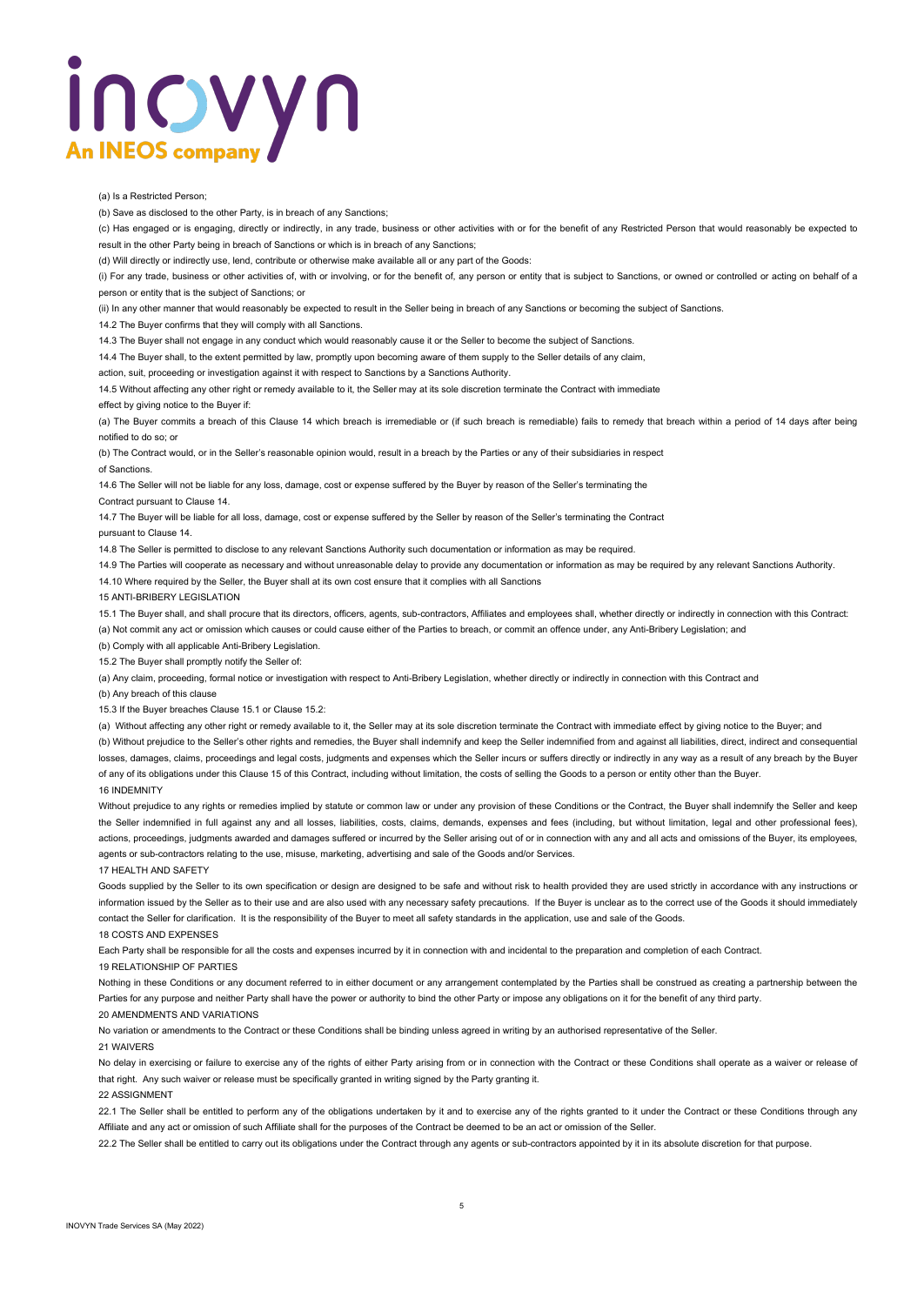(a) Is a Restricted Person;

(b) Save as disclosed to the other Party, is in breach of any Sanctions;

(c) Has engaged or is engaging, directly or indirectly, in any trade, business or other activities with or for the benefit of any Restricted Person that would reasonably be expected to result in the other Party being in breach of Sanctions or which is in breach of any Sanctions;

(d) Will directly or indirectly use, lend, contribute or otherwise make available all or any part of the Goods:

(i) For any trade, business or other activities of, with or involving, or for the benefit of, any person or entity that is subject to Sanctions, or owned or controlled or acting on behalf of a person or entity that is the subject of Sanctions; or

(ii) In any other manner that would reasonably be expected to result in the Seller being in breach of any Sanctions or becoming the subject of Sanctions.

14.2 The Buyer confirms that they will comply with all Sanctions.

14.3 The Buyer shall not engage in any conduct which would reasonably cause it or the Seller to become the subject of Sanctions.

14.4 The Buyer shall, to the extent permitted by law, promptly upon becoming aware of them supply to the Seller details of any claim, action, suit, proceeding or investigation against it with respect to Sanctions by a Sanctions Authority.

14.5 Without affecting any other right or remedy available to it, the Seller may at its sole discretion terminate the Contract with immediate effect by giving notice to the Buyer if:

(a) The Buyer commits a breach of this Clause 14 which breach is irremediable or (if such breach is remediable) fails to remedy that breach within a period of 14 days after being notified to do so; or

(b) The Contract would, or in the Seller's reasonable opinion would, result in a breach by the Parties or any of their subsidiaries in respect of Sanctions.

14.6 The Seller will not be liable for any loss, damage, cost or expense suffered by the Buyer by reason of the Seller's terminating the Contract pursuant to Clause 14.

14.7 The Buyer will be liable for all loss, damage, cost or expense suffered by the Seller by reason of the Seller's terminating the Contract pursuant to Clause 14.

14.8 The Seller is permitted to disclose to any relevant Sanctions Authority such documentation or information as may be required.

14.9 The Parties will cooperate as necessary and without unreasonable delay to provide any documentation or information as may be required by any relevant Sanctions Authority.

14.10 Where required by the Seller, the Buyer shall at its own cost ensure that it complies with all Sanctions

## 15 ANTI-BRIBERY LEGISLATION

15.1 The Buyer shall, and shall procure that its directors, officers, agents, sub-contractors, Affiliates and employees shall, whether directly or indirectly in connection with this Contract:

(a) Not commit any act or omission which causes or could cause either of the Parties to breach, or commit an offence under, any Anti-Bribery Legislation; and

(b) Comply with all applicable Anti-Bribery Legislation.

15.2 The Buyer shall promptly notify the Seller of:

(a) Any claim, proceeding, formal notice or investigation with respect to Anti-Bribery Legislation, whether directly or indirectly in connection with this Contract and

(b) Any breach of this clause

15.3 If the Buyer breaches Clause 15.1 or Clause 15.2:

(a) Without affecting any other right or remedy available to it, the Seller may at its sole discretion terminate the Contract with immediate effect by giving notice to the Buyer; and

(b) Without prejudice to the Seller's other rights and remedies, the Buyer shall indemnify and keep the Seller indemnified from and against all liabilities, direct, indirect and consequential losses, damages, claims, proceedings and legal costs, judgments and expenses which the Seller incurs or suffers directly or indirectly in any way as a result of any breach by the Buyer of any of its obligations under this Clause 15 of this Contract, including without limitation, the costs of selling the Goods to a person or entity other than the Buyer.

## 16 INDEMNITY

Without prejudice to any rights or remedies implied by statute or common law or under any provision of these Conditions or the Contract, the Buyer shall indemnify the Seller and keep the Seller indemnified in full against any and all losses, liabilities, costs, claims, demands, expenses and fees (including, but without limitation, legal and other professional fees), actions, proceedings, judgments awarded and damages suffered or incurred by the Seller arising out of or in connection with any and all acts and omissions of the Buyer, its employees, agents or sub-contractors relating to the use, misuse, marketing, advertising and sale of the Goods and/or Services.

## 17 HEALTH AND SAFETY

Goods supplied by the Seller to its own specification or design are designed to be safe and without risk to health provided they are used strictly in accordance with any instructions or information issued by the Seller as to their use and are also used with any necessary safety precautions. If the Buyer is unclear as to the correct use of the Goods it should immediately contact the Seller for clarification. It is the responsibility of the Buyer to meet all safety standards in the application, use and sale of the Goods.

## 18 COSTS AND EXPENSES

Each Party shall be responsible for all the costs and expenses incurred by it in connection with and incidental to the preparation and completion of each Contract.

## 19 RELATIONSHIP OF PARTIES

Nothing in these Conditions or any document referred to in either document or any arrangement contemplated by the Parties shall be construed as creating a partnership between the Parties for any purpose and neither Party shall have the power or authority to bind the other Party or impose any obligations on it for the benefit of any third party.

## 20 AMENDMENTS AND VARIATIONS

No variation or amendments to the Contract or these Conditions shall be binding unless agreed in writing by an authorised representative of the Seller.

## 21 WAIVERS

No delay in exercising or failure to exercise any of the rights of either Party arising from or in connection with the Contract or these Conditions shall operate as a waiver or release of that right. Any such waiver or release must be specifically granted in writing signed by the Party granting it.

## 22 ASSIGNMENT

22.1 The Seller shall be entitled to perform any of the obligations undertaken by it and to exercise any of the rights granted to it under the Contract or these Conditions through any Affiliate and any act or omission of such Affiliate shall for the purposes of the Contract be deemed to be an act or omission of the Seller.

22.2 The Seller shall be entitled to carry out its obligations under the Contract through any agents or sub-contractors appointed by it in its absolute discretion for that purpose.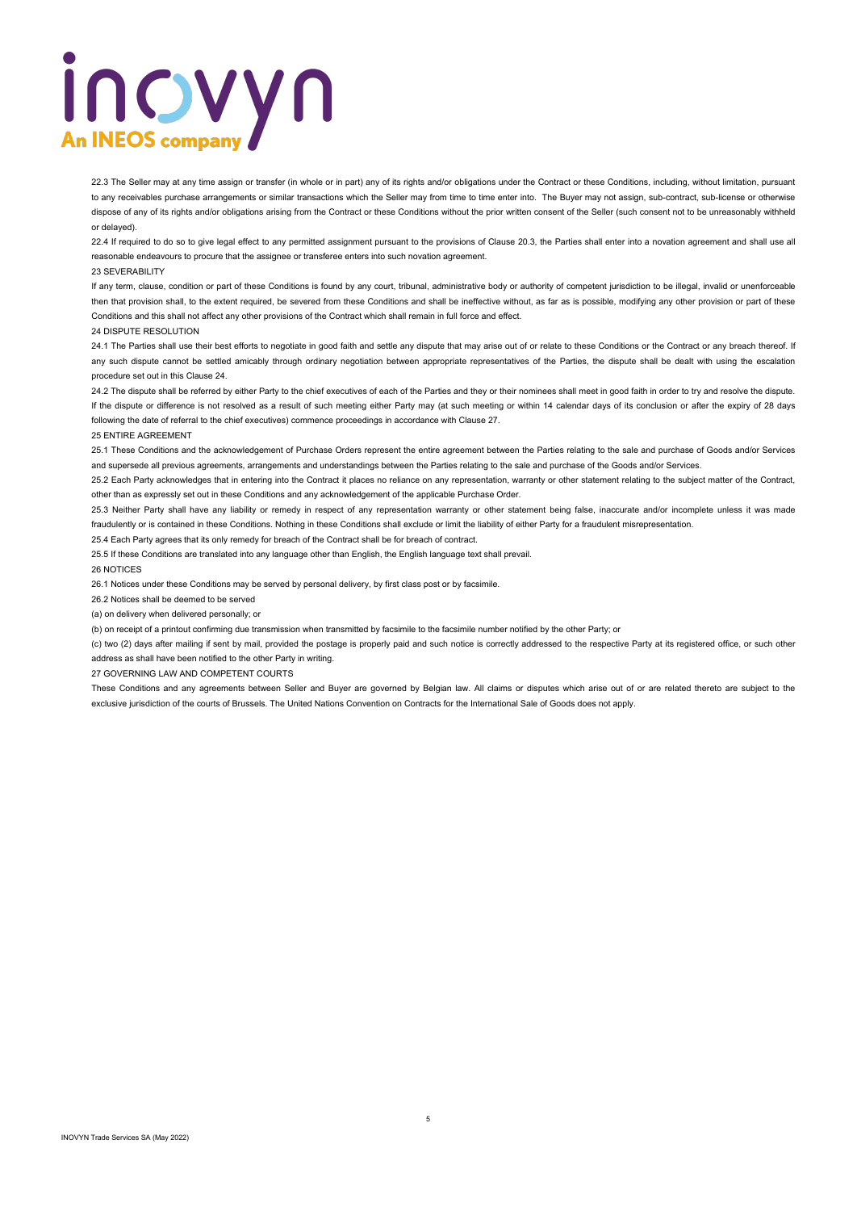22.3 The Seller may at any time assign or transfer (in whole or in part) any of its rights and/or obligations under the Contract or these Conditions, including, without limitation, pursuant to any receivables purchase arrangements or similar transactions which the Seller may from time to time enter into. The Buyer may not assign, sub-contract, sub-license or otherwise dispose of any of its rights and/or obligations arising from the Contract or these Conditions without the prior written consent of the Seller (such consent not to be unreasonably withheld or delayed).

22.4 If required to do so to give legal effect to any permitted assignment pursuant to the provisions of Clause 20.3, the Parties shall enter into a novation agreement and shall use all reasonable endeavours to procure that the assignee or transferee enters into such novation agreement.

## 23 SEVERABILITY

If any term, clause, condition or part of these Conditions is found by any court, tribunal, administrative body or authority of competent jurisdiction to be illegal, invalid or unenforceable then that provision shall, to the extent required, be severed from these Conditions and shall be ineffective without, as far as is possible, modifying any other provision or part of these Conditions and this shall not affect any other provisions of the Contract which shall remain in full force and effect.

## 24 DISPUTE RESOLUTION

24.1 The Parties shall use their best efforts to negotiate in good faith and settle any dispute that may arise out of or relate to these Conditions or the Contract or any breach thereof. If any such dispute cannot be settled amicably through ordinary negotiation between appropriate representatives of the Parties, the dispute shall be dealt with using the escalation procedure set out in this Clause 24.

24.2 The dispute shall be referred by either Party to the chief executives of each of the Parties and they or their nominees shall meet in good faith in order to try and resolve the dispute. If the dispute or difference is not resolved as a result of such meeting either Party may (at such meeting or within 14 calendar days of its conclusion or after the expiry of 28 days following the date of referral to the chief executives) commence proceedings in accordance with Clause 27.

## 25 ENTIRE AGREEMENT

25.1 These Conditions and the acknowledgement of Purchase Orders represent the entire agreement between the Parties relating to the sale and purchase of Goods and/or Services and supersede all previous agreements, arrangements and understandings between the Parties relating to the sale and purchase of the Goods and/or Services.

25.2 Each Party acknowledges that in entering into the Contract it places no reliance on any representation, warranty or other statement relating to the subject matter of the Contract, other than as expressly set out in these Conditions and any acknowledgement of the applicable Purchase Order.

25.3 Neither Party shall have any liability or remedy in respect of any representation warranty or other statement being false, inaccurate and/or incomplete unless it was made fraudulently or is contained in these Conditions. Nothing in these Conditions shall exclude or limit the liability of either Party for a fraudulent misrepresentation.

25.4 Each Party agrees that its only remedy for breach of the Contract shall be for breach of contract.

25.5 If these Conditions are translated into any language other than English, the English language text shall prevail.

## 26 NOTICES

26.1 Notices under these Conditions may be served by personal delivery, by first class post or by facsimile.

26.2 Notices shall be deemed to be served

(a) on delivery when delivered personally; or

(b) on receipt of a printout confirming due transmission when transmitted by facsimile to the facsimile number notified by the other Party; or

(c) two (2) days after mailing if sent by mail, provided the postage is properly paid and such notice is correctly addressed to the respective Party at its registered office, or such other address as shall have been notified to the other Party in writing.

## 27 GOVERNING LAW AND COMPETENT COURTS

These Conditions and any agreements between Seller and Buyer are governed by Belgian law. All claims or disputes which arise out of or are related thereto are subject to the exclusive jurisdiction of the courts of Brussels. The United Nations Convention on Contracts for the International Sale of Goods does not apply.